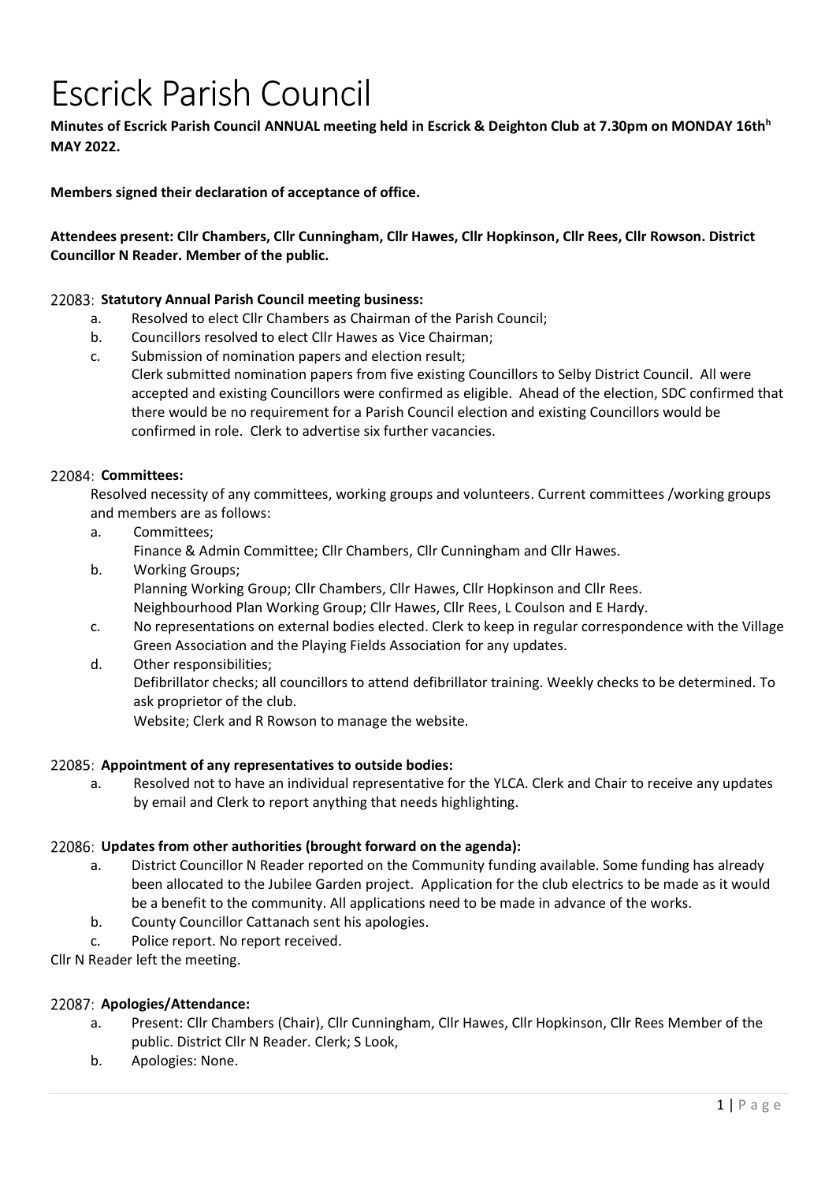# Escrick Parish Council

**Minutes of Escrick Parish Council ANNUAL meeting held in Escrick & Deighton Club at 7.30pm on MONDAY 16th[h] MAY 2022.**

**Members signed their declaration of acceptance of office.**

**Attendees present: Cllr Chambers, Cllr Cunningham, Cllr Hawes, Cllr Hopkinson, Cllr Rees, Cllr Rowson. District Councillor N Reader. Member of the public.**

22083: **Statutory Annual Parish Council meeting business:**

a. Resolved to elect Cllr Chambers as Chairman of the Parish Council;
b. Councillors resolved to elect Cllr Hawes as Vice Chairman;
c. Submission of nomination papers and election result;
Clerk submitted nomination papers from five existing Councillors to Selby District Council. All were accepted and existing Councillors were confirmed as eligible. Ahead of the election, SDC confirmed that there would be no requirement for a Parish Council election and existing Councillors would be confirmed in role. Clerk to advertise six further vacancies.

22084: **Committees:**

Resolved necessity of any committees, working groups and volunteers. Current committees /working groups and members are as follows:

a. Committees;
Finance & Admin Committee; Cllr Chambers, Cllr Cunningham and Cllr Hawes.
b. Working Groups;
Planning Working Group; Cllr Chambers, Cllr Hawes, Cllr Hopkinson and Cllr Rees.
Neighbourhood Plan Working Group; Cllr Hawes, Cllr Rees, L Coulson and E Hardy.
c. No representations on external bodies elected. Clerk to keep in regular correspondence with the Village Green Association and the Playing Fields Association for any updates.
d. Other responsibilities;
Defibrillator checks; all councillors to attend defibrillator training. Weekly checks to be determined. To ask proprietor of the club.
Website; Clerk and R Rowson to manage the website.

22085: **Appointment of any representatives to outside bodies:**

a. Resolved not to have an individual representative for the YLCA. Clerk and Chair to receive any updates by email and Clerk to report anything that needs highlighting.

22086: **Updates from other authorities (brought forward on the agenda):**

a. District Councillor N Reader reported on the Community funding available. Some funding has already been allocated to the Jubilee Garden project. Application for the club electrics to be made as it would be a benefit to the community. All applications need to be made in advance of the works.
b. County Councillor Cattanach sent his apologies.
c. Police report. No report received.

Cllr N Reader left the meeting.

22087: **Apologies/Attendance:**

a. Present: Cllr Chambers (Chair), Cllr Cunningham, Cllr Hawes, Cllr Hopkinson, Cllr Rees Member of the public. District Cllr N Reader. Clerk; S Look,
b. Apologies: None.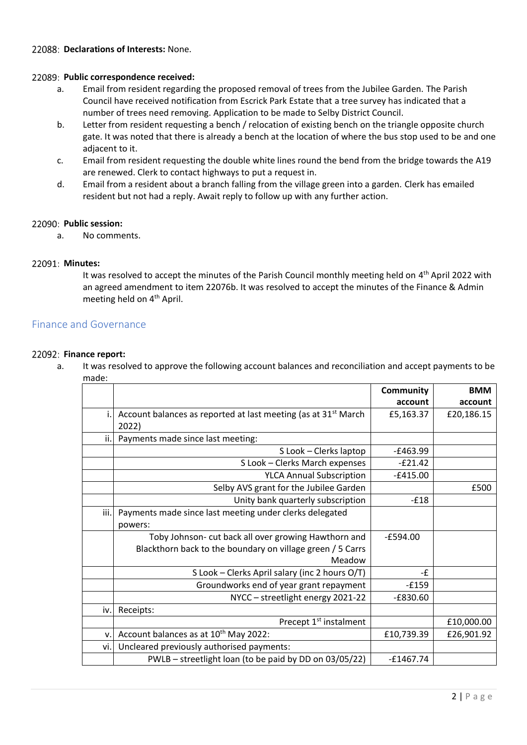22088: **Declarations of Interests:** None.

22089: **Public correspondence received:**

a. Email from resident regarding the proposed removal of trees from the Jubilee Garden. The Parish Council have received notification from Escrick Park Estate that a tree survey has indicated that a number of trees need removing. Application to be made to Selby District Council.

b. Letter from resident requesting a bench / relocation of existing bench on the triangle opposite church gate. It was noted that there is already a bench at the location of where the bus stop used to be and one adjacent to it.

c. Email from resident requesting the double white lines round the bend from the bridge towards the A19 are renewed. Clerk to contact highways to put a request in.

d. Email from a resident about a branch falling from the village green into a garden. Clerk has emailed resident but not had a reply. Await reply to follow up with any further action.

22090: **Public session:**

a. No comments.

22091: **Minutes:**

It was resolved to accept the minutes of the Parish Council monthly meeting held on 4th April 2022 with an agreed amendment to item 22076b. It was resolved to accept the minutes of the Finance & Admin meeting held on 4th April.

## Finance and Governance

22092: **Finance report:**

a. It was resolved to approve the following account balances and reconciliation and accept payments to be made:

| | | Community account | BMM account |
|---|---|---|---|
| i. | Account balances as reported at last meeting (as at 31st March 2022) | £5,163.37 | £20,186.15 |
| ii. | Payments made since last meeting: | | |
| | S Look – Clerks laptop | -£463.99 | |
| | S Look – Clerks March expenses | -£21.42 | |
| | YLCA Annual Subscription | -£415.00 | |
| | Selby AVS grant for the Jubilee Garden | | £500 |
| | Unity bank quarterly subscription | -£18 | |
| iii. | Payments made since last meeting under clerks delegated powers: | | |
| | Toby Johnson- cut back all over growing Hawthorn and Blackthorn back to the boundary on village green / 5 Carrs Meadow | -£594.00 | |
| | S Look – Clerks April salary (inc 2 hours O/T) | -£ | |
| | Groundworks end of year grant repayment | -£159 | |
| | NYCC – streetlight energy 2021-22 | -£830.60 | |
| iv. | Receipts: | | |
| | Precept 1st instalment | | £10,000.00 |
| v. | Account balances as at 10th May 2022: | £10,739.39 | £26,901.92 |
| vi. | Uncleared previously authorised payments: | | |
| | PWLB – streetlight loan (to be paid by DD on 03/05/22) | -£1467.74 | |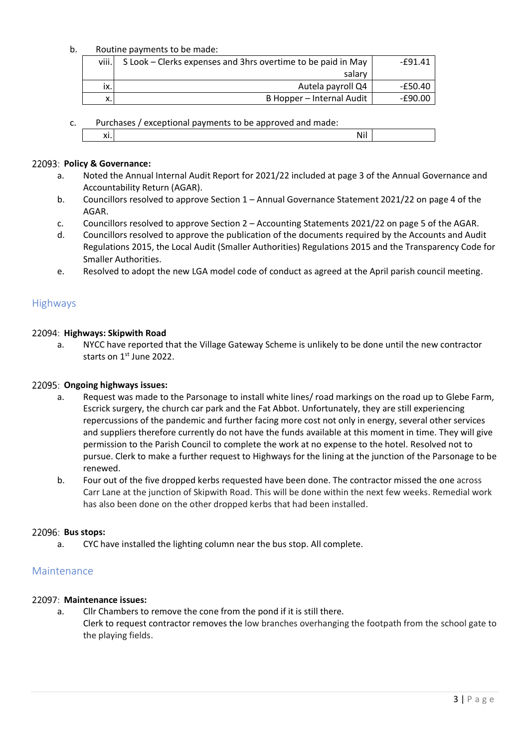b. Routine payments to be made:

| | | |
|---|---|---|
| viii. | S Look – Clerks expenses and 3hrs overtime to be paid in May salary | -£91.41 |
| ix. | Autela payroll Q4 | -£50.40 |
| x. | B Hopper – Internal Audit | -£90.00 |

c. Purchases / exceptional payments to be approved and made:

| | | |
|---|---|---|
| xi. | Nil | |

**22093: Policy & Governance:**

a. Noted the Annual Internal Audit Report for 2021/22 included at page 3 of the Annual Governance and Accountability Return (AGAR).

b. Councillors resolved to approve Section 1 – Annual Governance Statement 2021/22 on page 4 of the AGAR.

c. Councillors resolved to approve Section 2 – Accounting Statements 2021/22 on page 5 of the AGAR.

d. Councillors resolved to approve the publication of the documents required by the Accounts and Audit Regulations 2015, the Local Audit (Smaller Authorities) Regulations 2015 and the Transparency Code for Smaller Authorities.

e. Resolved to adopt the new LGA model code of conduct as agreed at the April parish council meeting.

## Highways

**22094: Highways: Skipwith Road**

a. NYCC have reported that the Village Gateway Scheme is unlikely to be done until the new contractor starts on 1st June 2022.

**22095: Ongoing highways issues:**

a. Request was made to the Parsonage to install white lines/ road markings on the road up to Glebe Farm, Escrick surgery, the church car park and the Fat Abbot. Unfortunately, they are still experiencing repercussions of the pandemic and further facing more cost not only in energy, several other services and suppliers therefore currently do not have the funds available at this moment in time. They will give permission to the Parish Council to complete the work at no expense to the hotel. Resolved not to pursue. Clerk to make a further request to Highways for the lining at the junction of the Parsonage to be renewed.

b. Four out of the five dropped kerbs requested have been done. The contractor missed the one across Carr Lane at the junction of Skipwith Road. This will be done within the next few weeks. Remedial work has also been done on the other dropped kerbs that had been installed.

**22096: Bus stops:**

a. CYC have installed the lighting column near the bus stop. All complete.

## Maintenance

**22097: Maintenance issues:**

a. Cllr Chambers to remove the cone from the pond if it is still there.
Clerk to request contractor removes the low branches overhanging the footpath from the school gate to the playing fields.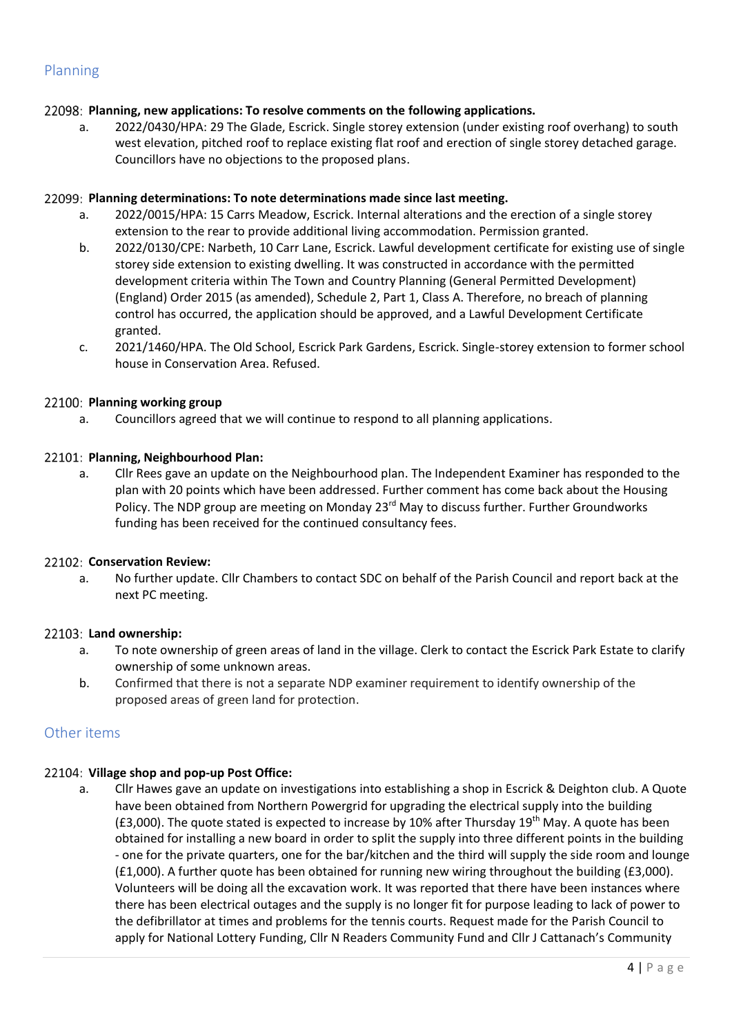## Planning

22098: **Planning, new applications: To resolve comments on the following applications.**

a. 2022/0430/HPA: 29 The Glade, Escrick. Single storey extension (under existing roof overhang) to south west elevation, pitched roof to replace existing flat roof and erection of single storey detached garage. Councillors have no objections to the proposed plans.

22099: **Planning determinations: To note determinations made since last meeting.**

a. 2022/0015/HPA: 15 Carrs Meadow, Escrick. Internal alterations and the erection of a single storey extension to the rear to provide additional living accommodation. Permission granted.

b. 2022/0130/CPE: Narbeth, 10 Carr Lane, Escrick. Lawful development certificate for existing use of single storey side extension to existing dwelling. It was constructed in accordance with the permitted development criteria within The Town and Country Planning (General Permitted Development) (England) Order 2015 (as amended), Schedule 2, Part 1, Class A. Therefore, no breach of planning control has occurred, the application should be approved, and a Lawful Development Certificate granted.

c. 2021/1460/HPA. The Old School, Escrick Park Gardens, Escrick. Single-storey extension to former school house in Conservation Area. Refused.

22100: **Planning working group**

a. Councillors agreed that we will continue to respond to all planning applications.

22101: **Planning, Neighbourhood Plan:**

a. Cllr Rees gave an update on the Neighbourhood plan. The Independent Examiner has responded to the plan with 20 points which have been addressed. Further comment has come back about the Housing Policy. The NDP group are meeting on Monday 23rd May to discuss further. Further Groundworks funding has been received for the continued consultancy fees.

22102: **Conservation Review:**

a. No further update. Cllr Chambers to contact SDC on behalf of the Parish Council and report back at the next PC meeting.

22103: **Land ownership:**

a. To note ownership of green areas of land in the village. Clerk to contact the Escrick Park Estate to clarify ownership of some unknown areas.

b. Confirmed that there is not a separate NDP examiner requirement to identify ownership of the proposed areas of green land for protection.

## Other items

22104: **Village shop and pop-up Post Office:**

a. Cllr Hawes gave an update on investigations into establishing a shop in Escrick & Deighton club. A Quote have been obtained from Northern Powergrid for upgrading the electrical supply into the building (£3,000). The quote stated is expected to increase by 10% after Thursday 19th May. A quote has been obtained for installing a new board in order to split the supply into three different points in the building - one for the private quarters, one for the bar/kitchen and the third will supply the side room and lounge (£1,000). A further quote has been obtained for running new wiring throughout the building (£3,000). Volunteers will be doing all the excavation work. It was reported that there have been instances where there has been electrical outages and the supply is no longer fit for purpose leading to lack of power to the defibrillator at times and problems for the tennis courts. Request made for the Parish Council to apply for National Lottery Funding, Cllr N Readers Community Fund and Cllr J Cattanach's Community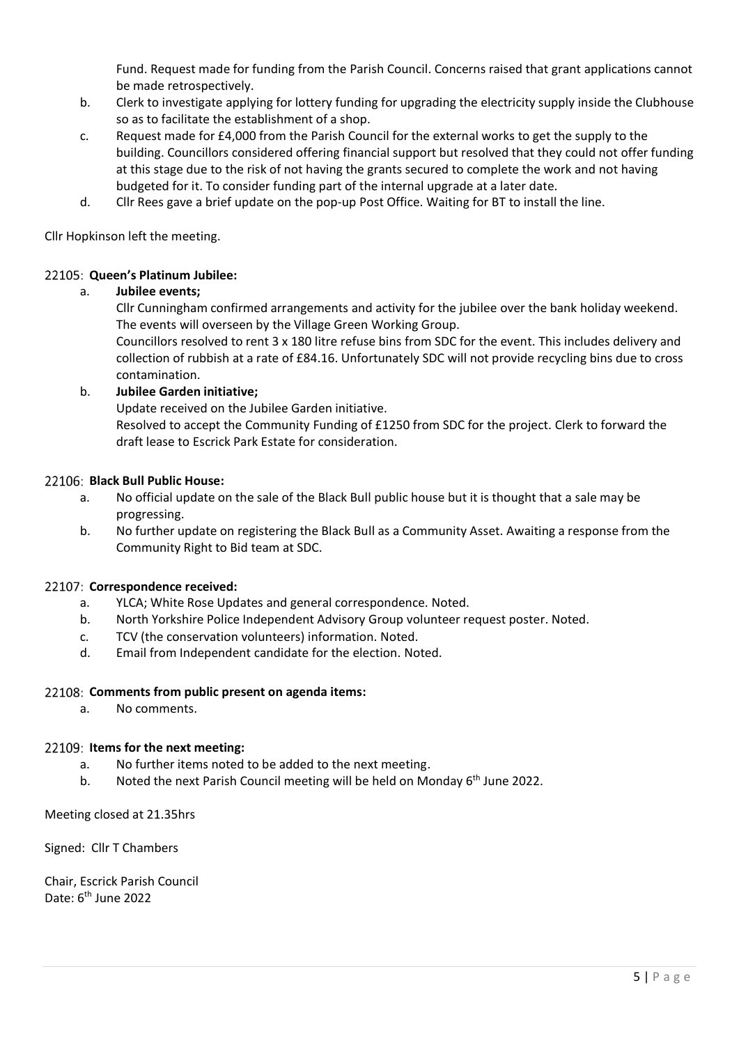Fund. Request made for funding from the Parish Council. Concerns raised that grant applications cannot be made retrospectively.

b. Clerk to investigate applying for lottery funding for upgrading the electricity supply inside the Clubhouse so as to facilitate the establishment of a shop.

c. Request made for £4,000 from the Parish Council for the external works to get the supply to the building. Councillors considered offering financial support but resolved that they could not offer funding at this stage due to the risk of not having the grants secured to complete the work and not having budgeted for it. To consider funding part of the internal upgrade at a later date.

d. Cllr Rees gave a brief update on the pop-up Post Office. Waiting for BT to install the line.

Cllr Hopkinson left the meeting.

22105: **Queen's Platinum Jubilee:**

a. **Jubilee events;**

Cllr Cunningham confirmed arrangements and activity for the jubilee over the bank holiday weekend. The events will overseen by the Village Green Working Group.

Councillors resolved to rent 3 x 180 litre refuse bins from SDC for the event. This includes delivery and collection of rubbish at a rate of £84.16. Unfortunately SDC will not provide recycling bins due to cross contamination.

b. **Jubilee Garden initiative;**

Update received on the Jubilee Garden initiative.

Resolved to accept the Community Funding of £1250 from SDC for the project. Clerk to forward the draft lease to Escrick Park Estate for consideration.

22106: **Black Bull Public House:**

a. No official update on the sale of the Black Bull public house but it is thought that a sale may be progressing.

b. No further update on registering the Black Bull as a Community Asset. Awaiting a response from the Community Right to Bid team at SDC.

22107: **Correspondence received:**

a. YLCA; White Rose Updates and general correspondence. Noted.

b. North Yorkshire Police Independent Advisory Group volunteer request poster. Noted.

c. TCV (the conservation volunteers) information. Noted.

d. Email from Independent candidate for the election. Noted.

22108: **Comments from public present on agenda items:**

a. No comments.

22109: **Items for the next meeting:**

a. No further items noted to be added to the next meeting.

b. Noted the next Parish Council meeting will be held on Monday 6th June 2022.

Meeting closed at 21.35hrs

Signed: Cllr T Chambers

Chair, Escrick Parish Council
Date: 6th June 2022